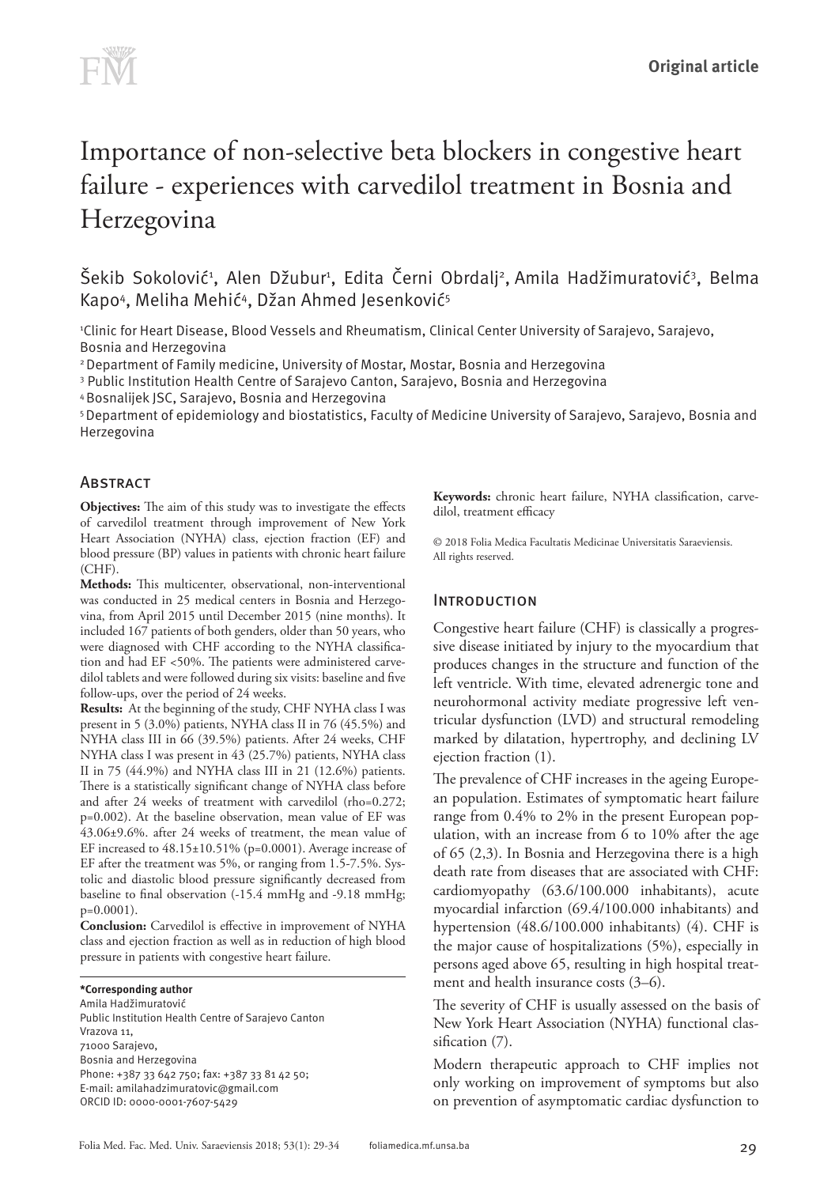Original article

# Importance of non-selective beta blockers in congestive heart failure - experiences with carvedilol treatment in Bosnia and Herzegovina

Šekib Sokolović[1], Alen Džubur[1], Edita Černi Obrdalj[2], Amila Hadžimuratović[3], Belma Kapo[4], Meliha Mehić[4], Džan Ahmed Jesenković[5]

[1]Clinic for Heart Disease, Blood Vessels and Rheumatism, Clinical Center University of Sarajevo, Sarajevo, Bosnia and Herzegovina

[2] Department of Family medicine, University of Mostar, Mostar, Bosnia and Herzegovina

[3] Public Institution Health Centre of Sarajevo Canton, Sarajevo, Bosnia and Herzegovina

[4] Bosnalijek JSC, Sarajevo, Bosnia and Herzegovina

[5] Department of epidemiology and biostatistics, Faculty of Medicine University of Sarajevo, Sarajevo, Bosnia and Herzegovina

## Abstract

**Objectives:** The aim of this study was to investigate the effects of carvedilol treatment through improvement of New York Heart Association (NYHA) class, ejection fraction (EF) and blood pressure (BP) values in patients with chronic heart failure (CHF).

**Methods:** This multicenter, observational, non-interventional was conducted in 25 medical centers in Bosnia and Herzegovina, from April 2015 until December 2015 (nine months). It included 167 patients of both genders, older than 50 years, who were diagnosed with CHF according to the NYHA classification and had EF <50%. The patients were administered carvedilol tablets and were followed during six visits: baseline and five follow-ups, over the period of 24 weeks.

**Results:** At the beginning of the study, CHF NYHA class I was present in 5 (3.0%) patients, NYHA class II in 76 (45.5%) and NYHA class III in 66 (39.5%) patients. After 24 weeks, CHF NYHA class I was present in 43 (25.7%) patients, NYHA class II in 75 (44.9%) and NYHA class III in 21 (12.6%) patients. There is a statistically significant change of NYHA class before and after 24 weeks of treatment with carvedilol (rho=0.272; p=0.002). At the baseline observation, mean value of EF was 43.06±9.6%. after 24 weeks of treatment, the mean value of EF increased to 48.15±10.51% (p=0.0001). Average increase of EF after the treatment was 5%, or ranging from 1.5-7.5%. Systolic and diastolic blood pressure significantly decreased from baseline to final observation (-15.4 mmHg and -9.18 mmHg; p=0.0001).

**Conclusion:** Carvedilol is effective in improvement of NYHA class and ejection fraction as well as in reduction of high blood pressure in patients with congestive heart failure.

**\*Corresponding author**
Amila Hadžimuratović
Public Institution Health Centre of Sarajevo Canton
Vrazova 11,
71000 Sarajevo,
Bosnia and Herzegovina
Phone: +387 33 642 750; fax: +387 33 81 42 50;
E-mail: amilahadzimuratovic@gmail.com
ORCID ID: 0000-0001-7607-5429

**Keywords:** chronic heart failure, NYHA classification, carvedilol, treatment efficacy

© 2018 Folia Medica Facultatis Medicinae Universitatis Saraeviensis. All rights reserved.

## Introduction

Congestive heart failure (CHF) is classically a progressive disease initiated by injury to the myocardium that produces changes in the structure and function of the left ventricle. With time, elevated adrenergic tone and neurohormonal activity mediate progressive left ventricular dysfunction (LVD) and structural remodeling marked by dilatation, hypertrophy, and declining LV ejection fraction (1).

The prevalence of CHF increases in the ageing European population. Estimates of symptomatic heart failure range from 0.4% to 2% in the present European population, with an increase from 6 to 10% after the age of 65 (2,3). In Bosnia and Herzegovina there is a high death rate from diseases that are associated with CHF: cardiomyopathy (63.6/100.000 inhabitants), acute myocardial infarction (69.4/100.000 inhabitants) and hypertension (48.6/100.000 inhabitants) (4). CHF is the major cause of hospitalizations (5%), especially in persons aged above 65, resulting in high hospital treatment and health insurance costs (3–6).

The severity of CHF is usually assessed on the basis of New York Heart Association (NYHA) functional classification (7).

Modern therapeutic approach to CHF implies not only working on improvement of symptoms but also on prevention of asymptomatic cardiac dysfunction to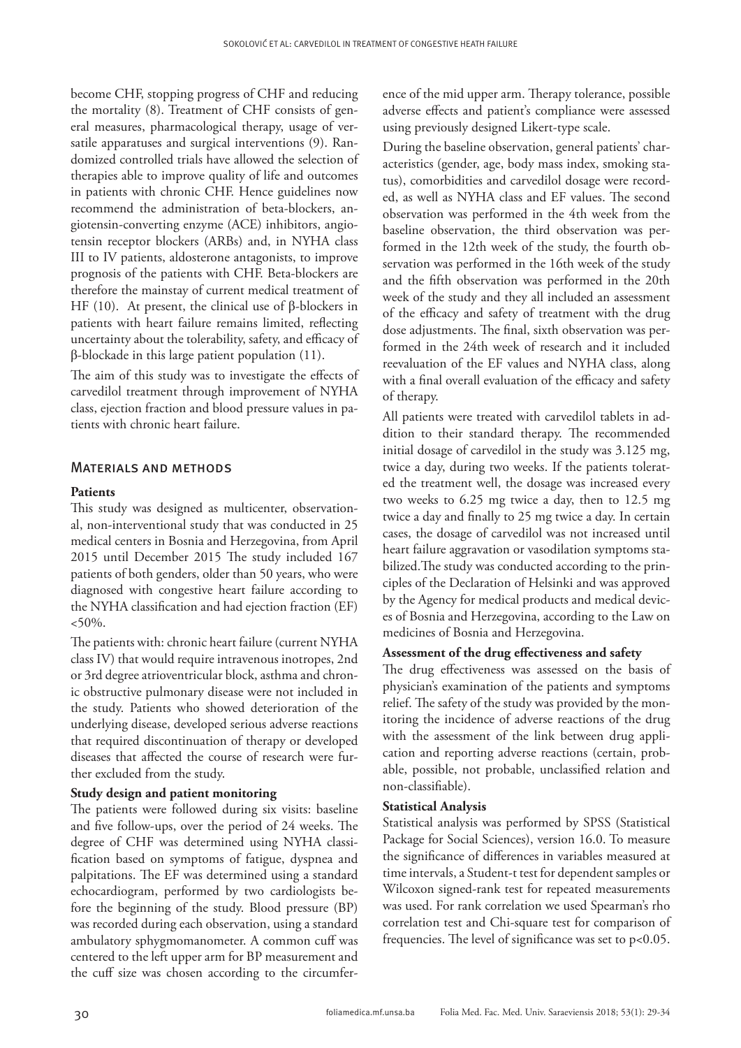become CHF, stopping progress of CHF and reducing the mortality (8). Treatment of CHF consists of general measures, pharmacological therapy, usage of versatile apparatuses and surgical interventions (9). Randomized controlled trials have allowed the selection of therapies able to improve quality of life and outcomes in patients with chronic CHF. Hence guidelines now recommend the administration of beta-blockers, angiotensin-converting enzyme (ACE) inhibitors, angiotensin receptor blockers (ARBs) and, in NYHA class III to IV patients, aldosterone antagonists, to improve prognosis of the patients with CHF. Beta-blockers are therefore the mainstay of current medical treatment of HF (10). At present, the clinical use of β-blockers in patients with heart failure remains limited, reflecting uncertainty about the tolerability, safety, and efficacy of β-blockade in this large patient population (11).

The aim of this study was to investigate the effects of carvedilol treatment through improvement of NYHA class, ejection fraction and blood pressure values in patients with chronic heart failure.

## Materials and methods

### Patients

This study was designed as multicenter, observational, non-interventional study that was conducted in 25 medical centers in Bosnia and Herzegovina, from April 2015 until December 2015 The study included 167 patients of both genders, older than 50 years, who were diagnosed with congestive heart failure according to the NYHA classification and had ejection fraction (EF) <50%.

The patients with: chronic heart failure (current NYHA class IV) that would require intravenous inotropes, 2nd or 3rd degree atrioventricular block, asthma and chronic obstructive pulmonary disease were not included in the study. Patients who showed deterioration of the underlying disease, developed serious adverse reactions that required discontinuation of therapy or developed diseases that affected the course of research were further excluded from the study.

### Study design and patient monitoring

The patients were followed during six visits: baseline and five follow-ups, over the period of 24 weeks. The degree of CHF was determined using NYHA classification based on symptoms of fatigue, dyspnea and palpitations. The EF was determined using a standard echocardiogram, performed by two cardiologists before the beginning of the study. Blood pressure (BP) was recorded during each observation, using a standard ambulatory sphygmomanometer. A common cuff was centered to the left upper arm for BP measurement and the cuff size was chosen according to the circumference of the mid upper arm. Therapy tolerance, possible adverse effects and patient's compliance were assessed using previously designed Likert-type scale.

During the baseline observation, general patients' characteristics (gender, age, body mass index, smoking status), comorbidities and carvedilol dosage were recorded, as well as NYHA class and EF values. The second observation was performed in the 4th week from the baseline observation, the third observation was performed in the 12th week of the study, the fourth observation was performed in the 16th week of the study and the fifth observation was performed in the 20th week of the study and they all included an assessment of the efficacy and safety of treatment with the drug dose adjustments. The final, sixth observation was performed in the 24th week of research and it included reevaluation of the EF values and NYHA class, along with a final overall evaluation of the efficacy and safety of therapy.

All patients were treated with carvedilol tablets in addition to their standard therapy. The recommended initial dosage of carvedilol in the study was 3.125 mg, twice a day, during two weeks. If the patients tolerated the treatment well, the dosage was increased every two weeks to 6.25 mg twice a day, then to 12.5 mg twice a day and finally to 25 mg twice a day. In certain cases, the dosage of carvedilol was not increased until heart failure aggravation or vasodilation symptoms stabilized.The study was conducted according to the principles of the Declaration of Helsinki and was approved by the Agency for medical products and medical devices of Bosnia and Herzegovina, according to the Law on medicines of Bosnia and Herzegovina.

### Assessment of the drug effectiveness and safety

The drug effectiveness was assessed on the basis of physician's examination of the patients and symptoms relief. The safety of the study was provided by the monitoring the incidence of adverse reactions of the drug with the assessment of the link between drug application and reporting adverse reactions (certain, probable, possible, not probable, unclassified relation and non-classifiable).

### Statistical Analysis

Statistical analysis was performed by SPSS (Statistical Package for Social Sciences), version 16.0. To measure the significance of differences in variables measured at time intervals, a Student-t test for dependent samples or Wilcoxon signed-rank test for repeated measurements was used. For rank correlation we used Spearman's rho correlation test and Chi-square test for comparison of frequencies. The level of significance was set to $p<0.05$.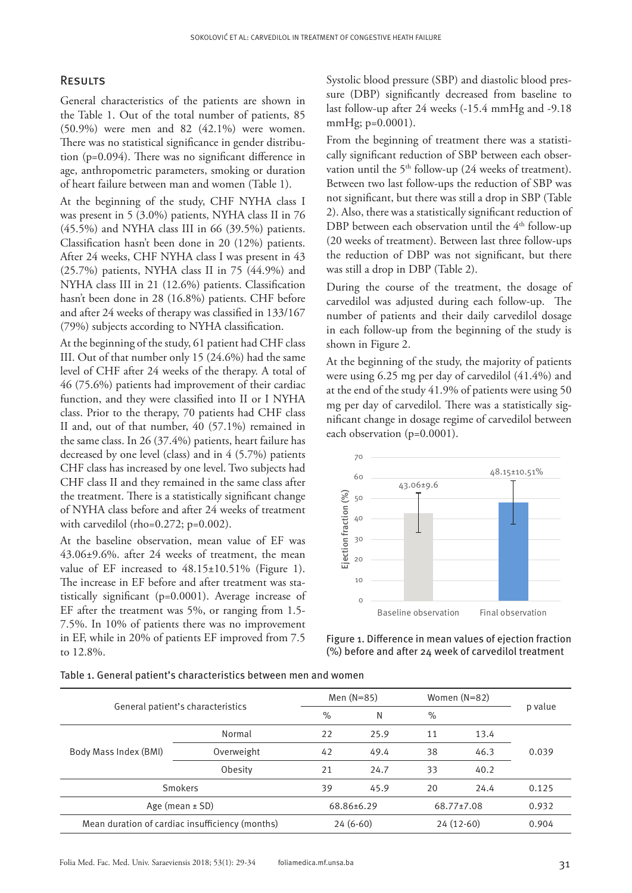## Results

General characteristics of the patients are shown in the Table 1. Out of the total number of patients, 85 (50.9%) were men and 82 (42.1%) were women. There was no statistical significance in gender distribution (p=0.094). There was no significant difference in age, anthropometric parameters, smoking or duration of heart failure between man and women (Table 1).

At the beginning of the study, CHF NYHA class I was present in 5 (3.0%) patients, NYHA class II in 76 (45.5%) and NYHA class III in 66 (39.5%) patients. Classification hasn't been done in 20 (12%) patients. After 24 weeks, CHF NYHA class I was present in 43 (25.7%) patients, NYHA class II in 75 (44.9%) and NYHA class III in 21 (12.6%) patients. Classification hasn't been done in 28 (16.8%) patients. CHF before and after 24 weeks of therapy was classified in 133/167 (79%) subjects according to NYHA classification.

At the beginning of the study, 61 patient had CHF class III. Out of that number only 15 (24.6%) had the same level of CHF after 24 weeks of the therapy. A total of 46 (75.6%) patients had improvement of their cardiac function, and they were classified into II or I NYHA class. Prior to the therapy, 70 patients had CHF class II and, out of that number, 40 (57.1%) remained in the same class. In 26 (37.4%) patients, heart failure has decreased by one level (class) and in 4 (5.7%) patients CHF class has increased by one level. Two subjects had CHF class II and they remained in the same class after the treatment. There is a statistically significant change of NYHA class before and after 24 weeks of treatment with carvedilol (rho=0.272; p=0.002).

At the baseline observation, mean value of EF was 43.06±9.6%. after 24 weeks of treatment, the mean value of EF increased to 48.15±10.51% (Figure 1). The increase in EF before and after treatment was statistically significant (p=0.0001). Average increase of EF after the treatment was 5%, or ranging from 1.5-7.5%. In 10% of patients there was no improvement in EF, while in 20% of patients EF improved from 7.5 to 12.8%.

Systolic blood pressure (SBP) and diastolic blood pressure (DBP) significantly decreased from baseline to last follow-up after 24 weeks (-15.4 mmHg and -9.18 mmHg; p=0.0001).

From the beginning of treatment there was a statistically significant reduction of SBP between each observation until the 5th follow-up (24 weeks of treatment). Between two last follow-ups the reduction of SBP was not significant, but there was still a drop in SBP (Table 2). Also, there was a statistically significant reduction of DBP between each observation until the 4th follow-up (20 weeks of treatment). Between last three follow-ups the reduction of DBP was not significant, but there was still a drop in DBP (Table 2).

During the course of the treatment, the dosage of carvedilol was adjusted during each follow-up. The number of patients and their daily carvedilol dosage in each follow-up from the beginning of the study is shown in Figure 2.

At the beginning of the study, the majority of patients were using 6.25 mg per day of carvedilol (41.4%) and at the end of the study 41.9% of patients were using 50 mg per day of carvedilol. There was a statistically significant change in dosage regime of carvedilol between each observation (p=0.0001).

Figure 1. Difference in mean values of ejection fraction (%) before and after 24 week of carvedilol treatment

Table 1. General patient's characteristics between men and women

| General patient's characteristics | | Men (N=85) | | Women (N=82) | | p value |
|---|---|---|---|---|---|---|
| | | % | N | % | | |
| Body Mass Index (BMI) | Normal | 22 | 25.9 | 11 | 13.4 | 0.039 |
| | Overweight | 42 | 49.4 | 38 | 46.3 | |
| | Obesity | 21 | 24.7 | 33 | 40.2 | |
| Smokers | | 39 | 45.9 | 20 | 24.4 | 0.125 |
| Age (mean ± SD) | | 68.86±6.29 | | 68.77±7.08 | | 0.932 |
| Mean duration of cardiac insufficiency (months) | | 24 (6-60) | | 24 (12-60) | | 0.904 |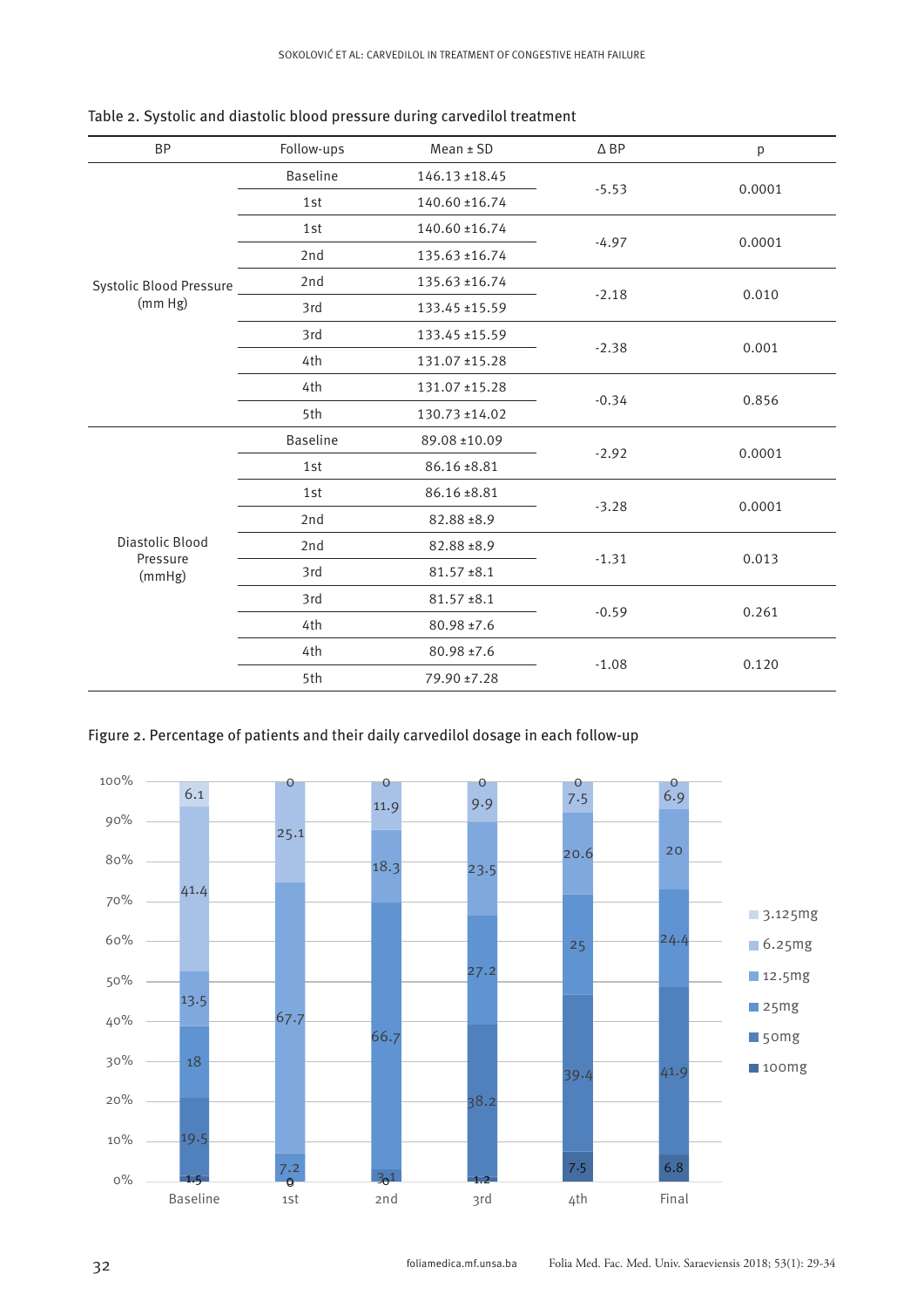Table 2. Systolic and diastolic blood pressure during carvedilol treatment

| BP | Follow-ups | Mean ± SD | Δ BP | p |
|---|---|---|---|---|
| Systolic Blood Pressure (mm Hg) | Baseline | 146.13 ±18.45 | -5.53 | 0.0001 |
| | 1st | 140.60 ±16.74 | | |
| | 1st | 140.60 ±16.74 | -4.97 | 0.0001 |
| | 2nd | 135.63 ±16.74 | | |
| | 2nd | 135.63 ±16.74 | -2.18 | 0.010 |
| | 3rd | 133.45 ±15.59 | | |
| | 3rd | 133.45 ±15.59 | -2.38 | 0.001 |
| | 4th | 131.07 ±15.28 | | |
| | 4th | 131.07 ±15.28 | -0.34 | 0.856 |
| | 5th | 130.73 ±14.02 | | |
| Diastolic Blood Pressure (mmHg) | Baseline | 89.08 ±10.09 | -2.92 | 0.0001 |
| | 1st | 86.16 ±8.81 | | |
| | 1st | 86.16 ±8.81 | -3.28 | 0.0001 |
| | 2nd | 82.88 ±8.9 | | |
| | 2nd | 82.88 ±8.9 | -1.31 | 0.013 |
| | 3rd | 81.57 ±8.1 | | |
| | 3rd | 81.57 ±8.1 | -0.59 | 0.261 |
| | 4th | 80.98 ±7.6 | | |
| | 4th | 80.98 ±7.6 | -1.08 | 0.120 |
| | 5th | 79.90 ±7.28 | | |

Figure 2. Percentage of patients and their daily carvedilol dosage in each follow-up

| Dosage | Baseline | 1st | 2nd | 3rd | 4th | Final |
|---|---|---|---|---|---|---|
| 3.125mg | 6.1 | 0 | 0 | 0 | 0 | 0 |
| 6.25mg | 41.4 | 25.1 | 11.9 | 9.9 | 7.5 | 6.9 |
| 12.5mg | 13.5 | 67.7 | 18.3 | 23.5 | 20.6 | 20 |
| 25mg | 18 | 7.2 | 66.7 | 27.2 | 25 | 24.4 |
| 50mg | 19.5 | 0 | 3.1 | 38.2 | 39.4 | 41.9 |
| 100mg | 1.5 | 0 | 0 | 1.2 | 7.5 | 6.8 |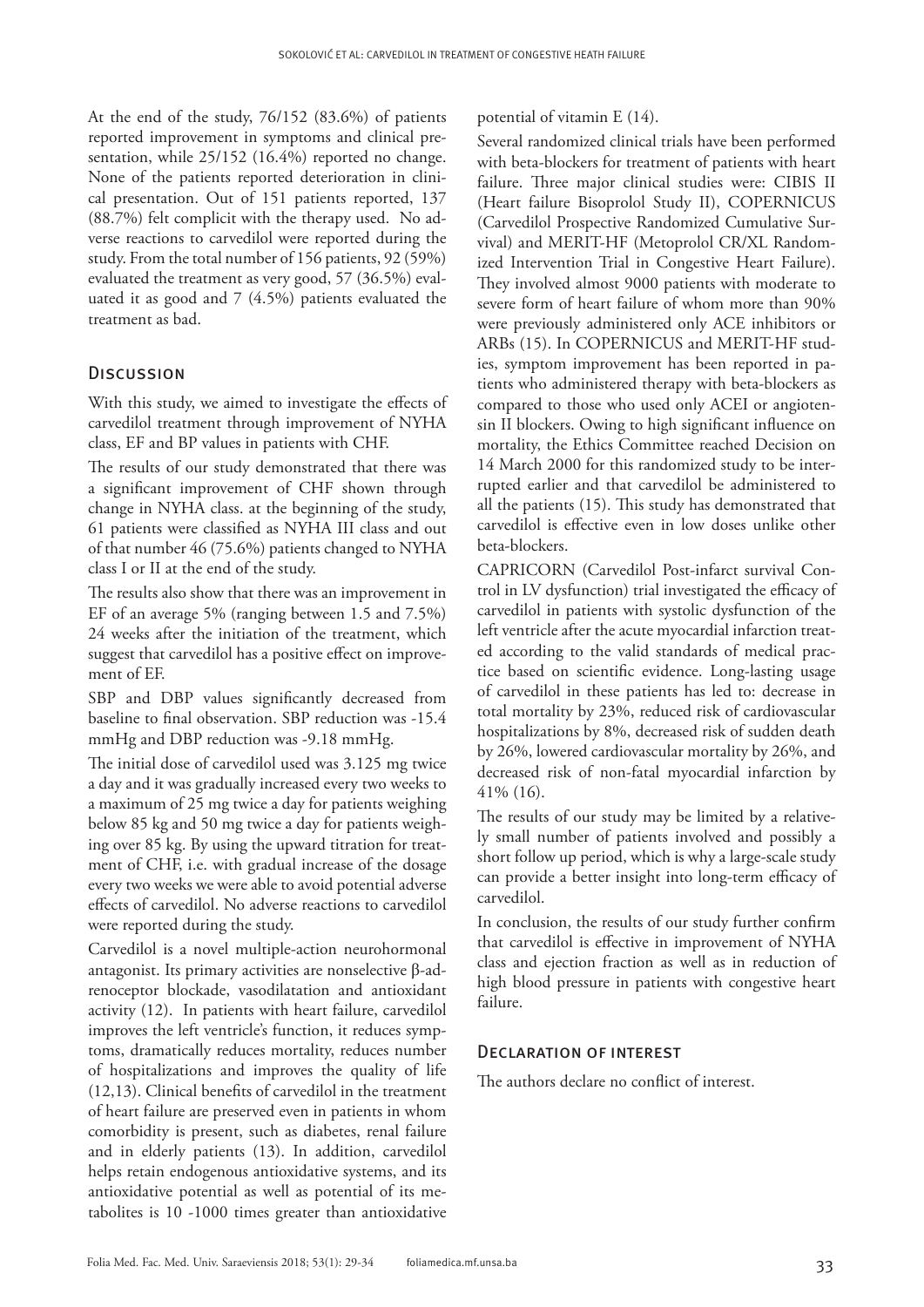At the end of the study, 76/152 (83.6%) of patients reported improvement in symptoms and clinical presentation, while 25/152 (16.4%) reported no change. None of the patients reported deterioration in clinical presentation. Out of 151 patients reported, 137 (88.7%) felt complicit with the therapy used. No adverse reactions to carvedilol were reported during the study. From the total number of 156 patients, 92 (59%) evaluated the treatment as very good, 57 (36.5%) evaluated it as good and 7 (4.5%) patients evaluated the treatment as bad.

## Discussion

With this study, we aimed to investigate the effects of carvedilol treatment through improvement of NYHA class, EF and BP values in patients with CHF.

The results of our study demonstrated that there was a significant improvement of CHF shown through change in NYHA class. at the beginning of the study, 61 patients were classified as NYHA III class and out of that number 46 (75.6%) patients changed to NYHA class I or II at the end of the study.

The results also show that there was an improvement in EF of an average 5% (ranging between 1.5 and 7.5%) 24 weeks after the initiation of the treatment, which suggest that carvedilol has a positive effect on improvement of EF.

SBP and DBP values significantly decreased from baseline to final observation. SBP reduction was -15.4 mmHg and DBP reduction was -9.18 mmHg.

The initial dose of carvedilol used was 3.125 mg twice a day and it was gradually increased every two weeks to a maximum of 25 mg twice a day for patients weighing below 85 kg and 50 mg twice a day for patients weighing over 85 kg. By using the upward titration for treatment of CHF, i.e. with gradual increase of the dosage every two weeks we were able to avoid potential adverse effects of carvedilol. No adverse reactions to carvedilol were reported during the study.

Carvedilol is a novel multiple-action neurohormonal antagonist. Its primary activities are nonselective β-adrenoceptor blockade, vasodilatation and antioxidant activity (12). In patients with heart failure, carvedilol improves the left ventricle's function, it reduces symptoms, dramatically reduces mortality, reduces number of hospitalizations and improves the quality of life (12,13). Clinical benefits of carvedilol in the treatment of heart failure are preserved even in patients in whom comorbidity is present, such as diabetes, renal failure and in elderly patients (13). In addition, carvedilol helps retain endogenous antioxidative systems, and its antioxidative potential as well as potential of its metabolites is 10 -1000 times greater than antioxidative potential of vitamin E (14).

Several randomized clinical trials have been performed with beta-blockers for treatment of patients with heart failure. Three major clinical studies were: CIBIS II (Heart failure Bisoprolol Study II), COPERNICUS (Carvedilol Prospective Randomized Cumulative Survival) and MERIT-HF (Metoprolol CR/XL Randomized Intervention Trial in Congestive Heart Failure). They involved almost 9000 patients with moderate to severe form of heart failure of whom more than 90% were previously administered only ACE inhibitors or ARBs (15). In COPERNICUS and MERIT-HF studies, symptom improvement has been reported in patients who administered therapy with beta-blockers as compared to those who used only ACEI or angiotensin II blockers. Owing to high significant influence on mortality, the Ethics Committee reached Decision on 14 March 2000 for this randomized study to be interrupted earlier and that carvedilol be administered to all the patients (15). This study has demonstrated that carvedilol is effective even in low doses unlike other beta-blockers.

CAPRICORN (Carvedilol Post-infarct survival Control in LV dysfunction) trial investigated the efficacy of carvedilol in patients with systolic dysfunction of the left ventricle after the acute myocardial infarction treated according to the valid standards of medical practice based on scientific evidence. Long-lasting usage of carvedilol in these patients has led to: decrease in total mortality by 23%, reduced risk of cardiovascular hospitalizations by 8%, decreased risk of sudden death by 26%, lowered cardiovascular mortality by 26%, and decreased risk of non-fatal myocardial infarction by 41% (16).

The results of our study may be limited by a relatively small number of patients involved and possibly a short follow up period, which is why a large-scale study can provide a better insight into long-term efficacy of carvedilol.

In conclusion, the results of our study further confirm that carvedilol is effective in improvement of NYHA class and ejection fraction as well as in reduction of high blood pressure in patients with congestive heart failure.

## Declaration of interest

The authors declare no conflict of interest.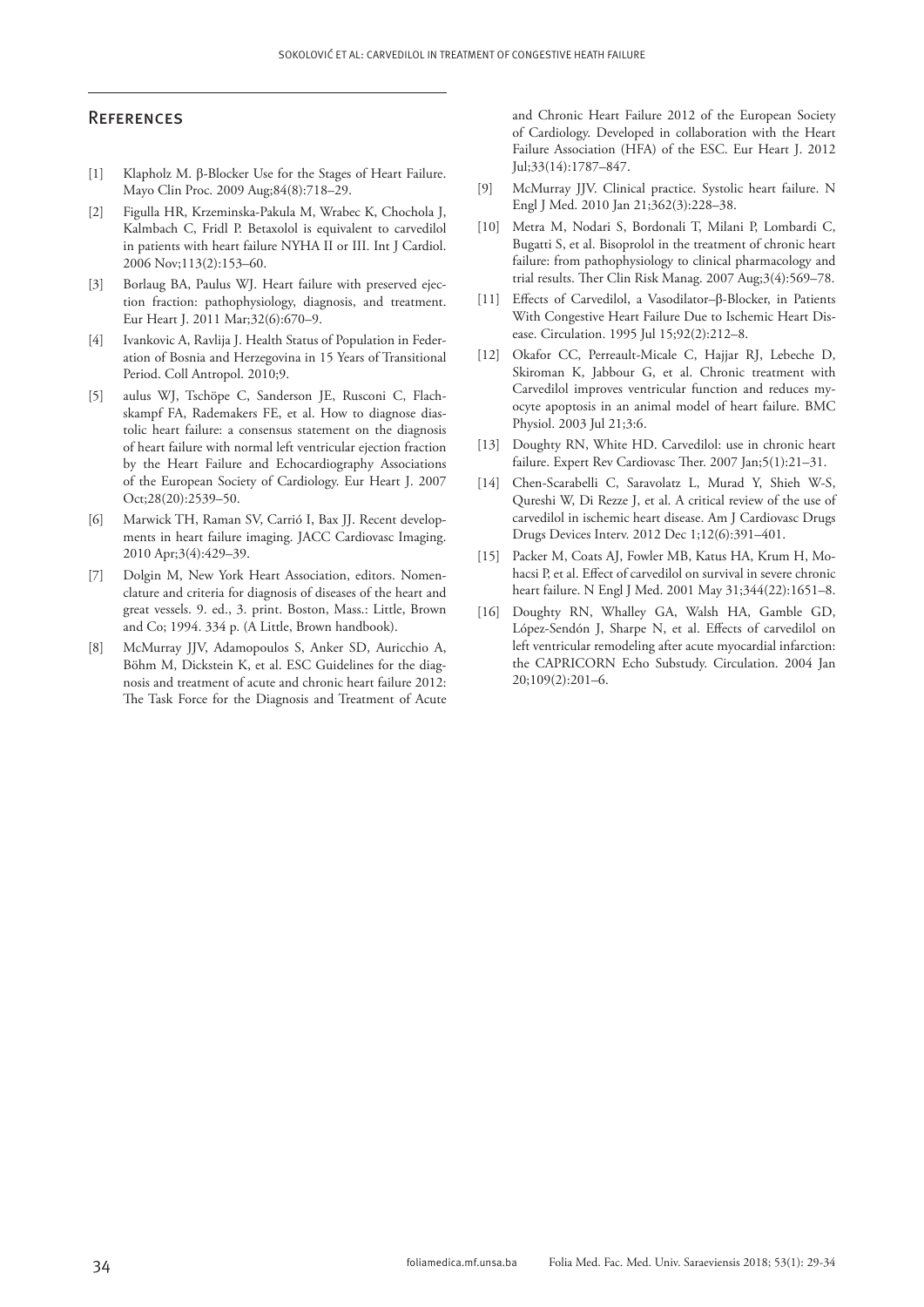## References

[1] Klapholz M. β-Blocker Use for the Stages of Heart Failure. Mayo Clin Proc. 2009 Aug;84(8):718–29.

[2] Figulla HR, Krzeminska-Pakula M, Wrabec K, Chochola J, Kalmbach C, Fridl P. Betaxolol is equivalent to carvedilol in patients with heart failure NYHA II or III. Int J Cardiol. 2006 Nov;113(2):153–60.

[3] Borlaug BA, Paulus WJ. Heart failure with preserved ejection fraction: pathophysiology, diagnosis, and treatment. Eur Heart J. 2011 Mar;32(6):670–9.

[4] Ivankovic A, Ravlija J. Health Status of Population in Federation of Bosnia and Herzegovina in 15 Years of Transitional Period. Coll Antropol. 2010;9.

[5] aulus WJ, Tschöpe C, Sanderson JE, Rusconi C, Flachskampf FA, Rademakers FE, et al. How to diagnose diastolic heart failure: a consensus statement on the diagnosis of heart failure with normal left ventricular ejection fraction by the Heart Failure and Echocardiography Associations of the European Society of Cardiology. Eur Heart J. 2007 Oct;28(20):2539–50.

[6] Marwick TH, Raman SV, Carrió I, Bax JJ. Recent developments in heart failure imaging. JACC Cardiovasc Imaging. 2010 Apr;3(4):429–39.

[7] Dolgin M, New York Heart Association, editors. Nomenclature and criteria for diagnosis of diseases of the heart and great vessels. 9. ed., 3. print. Boston, Mass.: Little, Brown and Co; 1994. 334 p. (A Little, Brown handbook).

[8] McMurray JJV, Adamopoulos S, Anker SD, Auricchio A, Böhm M, Dickstein K, et al. ESC Guidelines for the diagnosis and treatment of acute and chronic heart failure 2012: The Task Force for the Diagnosis and Treatment of Acute and Chronic Heart Failure 2012 of the European Society of Cardiology. Developed in collaboration with the Heart Failure Association (HFA) of the ESC. Eur Heart J. 2012 Jul;33(14):1787–847.

[9] McMurray JJV. Clinical practice. Systolic heart failure. N Engl J Med. 2010 Jan 21;362(3):228–38.

[10] Metra M, Nodari S, Bordonali T, Milani P, Lombardi C, Bugatti S, et al. Bisoprolol in the treatment of chronic heart failure: from pathophysiology to clinical pharmacology and trial results. Ther Clin Risk Manag. 2007 Aug;3(4):569–78.

[11] Effects of Carvedilol, a Vasodilator–β-Blocker, in Patients With Congestive Heart Failure Due to Ischemic Heart Disease. Circulation. 1995 Jul 15;92(2):212–8.

[12] Okafor CC, Perreault-Micale C, Hajjar RJ, Lebeche D, Skiroman K, Jabbour G, et al. Chronic treatment with Carvedilol improves ventricular function and reduces myocyte apoptosis in an animal model of heart failure. BMC Physiol. 2003 Jul 21;3:6.

[13] Doughty RN, White HD. Carvedilol: use in chronic heart failure. Expert Rev Cardiovasc Ther. 2007 Jan;5(1):21–31.

[14] Chen-Scarabelli C, Saravolatz L, Murad Y, Shieh W-S, Qureshi W, Di Rezze J, et al. A critical review of the use of carvedilol in ischemic heart disease. Am J Cardiovasc Drugs Drugs Devices Interv. 2012 Dec 1;12(6):391–401.

[15] Packer M, Coats AJ, Fowler MB, Katus HA, Krum H, Mohacsi P, et al. Effect of carvedilol on survival in severe chronic heart failure. N Engl J Med. 2001 May 31;344(22):1651–8.

[16] Doughty RN, Whalley GA, Walsh HA, Gamble GD, López-Sendón J, Sharpe N, et al. Effects of carvedilol on left ventricular remodeling after acute myocardial infarction: the CAPRICORN Echo Substudy. Circulation. 2004 Jan 20;109(2):201–6.